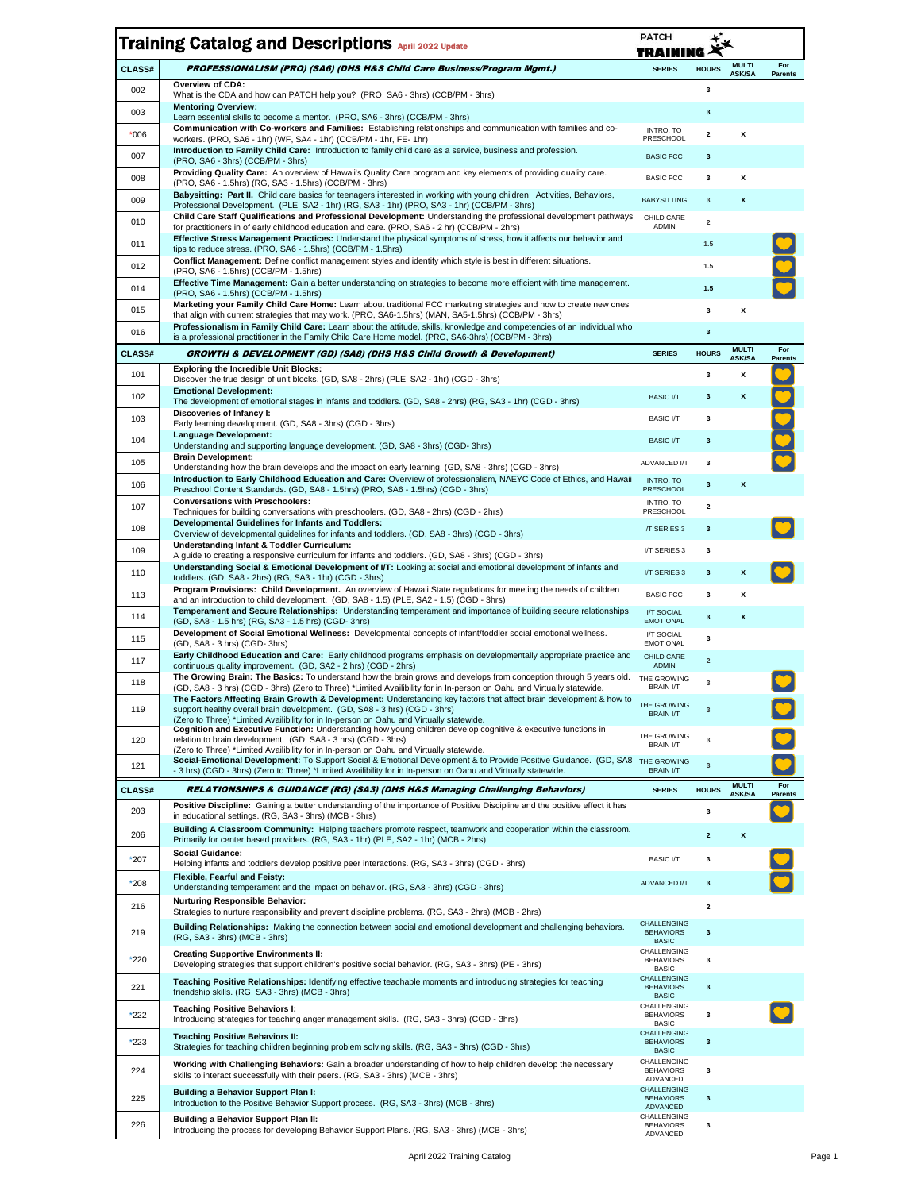# Training Catalog and Descriptions April 2022 Update

PATCH TRAINING

| CLASS# | PROFESSIONALISM (PRO) (SA6) (DHS H&S Child Care Business/Program Mgmt.) | SERIES | HOURS | MULTI ASK/SA | For Parents |
|---|---|---|---|---|---|
| 002 | **Overview of CDA:** What is the CDA and how can PATCH help you? (PRO, SA6 - 3hrs) (CCB/PM - 3hrs) | | 3 | | |
| 003 | **Mentoring Overview:** Learn essential skills to become a mentor. (PRO, SA6 - 3hrs) (CCB/PM - 3hrs) | | 3 | | |
| *006 | **Communication with Co-workers and Families:** Establishing relationships and communication with families and co-workers. (PRO, SA6 - 1hr) (WF, SA4 - 1hr) (CCB/PM - 1hr, FE- 1hr) | INTRO. TO PRESCHOOL | 2 | X | |
| 007 | **Introduction to Family Child Care:** Introduction to family child care as a service, business and profession. (PRO, SA6 - 3hrs) (CCB/PM - 3hrs) | BASIC FCC | 3 | | |
| 008 | **Providing Quality Care:** An overview of Hawaii's Quality Care program and key elements of providing quality care. (PRO, SA6 - 1.5hrs) (RG, SA3 - 1.5hrs) (CCB/PM - 3hrs) | BASIC FCC | 3 | X | |
| 009 | **Babysitting: Part II.** Child care basics for teenagers interested in working with young children: Activities, Behaviors, Professional Development. (PLE, SA2 - 1hr) (RG, SA3 - 1hr) (PRO, SA6 - 1hr) (CCB/PM - 3hrs) | BABYSITTING | 3 | X | |
| 010 | **Child Care Staff Qualifications and Professional Development:** Understanding the professional development pathways for practitioners in of early childhood education and care. (PRO, SA6 - 2 hr) (CCB/PM - 2hrs) | CHILD CARE ADMIN | 2 | | |
| 011 | **Effective Stress Management Practices:** Understand the physical symptoms of stress, how it affects our behavior and tips to reduce stress. (PRO, SA6 - 1.5hrs) (CCB/PM - 1.5hrs) | | 1.5 | | ♥ |
| 012 | **Conflict Management:** Define conflict management styles and identify which style is best in different situations. (PRO, SA6 - 1.5hrs) (CCB/PM - 1.5hrs) | | 1.5 | | ♥ |
| 014 | **Effective Time Management:** Gain a better understanding on strategies to become more efficient with time management. (PRO, SA6 - 1.5hrs) (CCB/PM - 1.5hrs) | | 1.5 | | ♥ |
| 015 | **Marketing your Family Child Care Home:** Learn about traditional FCC marketing strategies and how to create new ones that align with current strategies that may work. (PRO, SA6-1.5hrs) (MAN, SA5-1.5hrs) (CCB/PM - 3hrs) | | 3 | X | |
| 016 | **Professionalism in Family Child Care:** Learn about the attitude, skills, knowledge and competencies of an individual who is a professional practitioner in the Family Child Care Home model. (PRO, SA6-3hrs) (CCB/PM - 3hrs) | | 3 | | |

| CLASS# | GROWTH & DEVELOPMENT (GD) (SA8) (DHS H&S Child Growth & Development) | SERIES | HOURS | MULTI ASK/SA | For Parents |
|---|---|---|---|---|---|
| 101 | **Exploring the Incredible Unit Blocks:** Discover the true design of unit blocks. (GD, SA8 - 2hrs) (PLE, SA2 - 1hr) (CGD - 3hrs) | | 3 | X | ♥ |
| 102 | **Emotional Development:** The development of emotional stages in infants and toddlers. (GD, SA8 - 2hrs) (RG, SA3 - 1hr) (CGD - 3hrs) | BASIC I/T | 3 | X | ♥ |
| 103 | **Discoveries of Infancy I:** Early learning development. (GD, SA8 - 3hrs) (CGD - 3hrs) | BASIC I/T | 3 | | ♥ |
| 104 | **Language Development:** Understanding and supporting language development. (GD, SA8 - 3hrs) (CGD- 3hrs) | BASIC I/T | 3 | | ♥ |
| 105 | **Brain Development:** Understanding how the brain develops and the impact on early learning. (GD, SA8 - 3hrs) (CGD - 3hrs) | ADVANCED I/T | 3 | | ♥ |
| 106 | **Introduction to Early Childhood Education and Care:** Overview of professionalism, NAEYC Code of Ethics, and Hawaii Preschool Content Standards. (GD, SA8 - 1.5hrs) (PRO, SA6 - 1.5hrs) (CGD - 3hrs) | INTRO. TO PRESCHOOL | 3 | X | |
| 107 | **Conversations with Preschoolers:** Techniques for building conversations with preschoolers. (GD, SA8 - 2hrs) (CGD - 2hrs) | INTRO. TO PRESCHOOL | 2 | | |
| 108 | **Developmental Guidelines for Infants and Toddlers:** Overview of developmental guidelines for infants and toddlers. (GD, SA8 - 3hrs) (CGD - 3hrs) | I/T SERIES 3 | 3 | | ♥ |
| 109 | **Understanding Infant & Toddler Curriculum:** A guide to creating a responsive curriculum for infants and toddlers. (GD, SA8 - 3hrs) (CGD - 3hrs) | I/T SERIES 3 | 3 | | |
| 110 | **Understanding Social & Emotional Development of I/T:** Looking at social and emotional development of infants and toddlers. (GD, SA8 - 2hrs) (RG, SA3 - 1hr) (CGD - 3hrs) | I/T SERIES 3 | 3 | X | ♥ |
| 113 | **Program Provisions: Child Development.** An overview of Hawaii State regulations for meeting the needs of children and an introduction to child development. (GD, SA8 - 1.5) (PLE, SA2 - 1.5) (CGD - 3hrs) | BASIC FCC | 3 | X | |
| 114 | **Temperament and Secure Relationships:** Understanding temperament and importance of building secure relationships. (GD, SA8 - 1.5 hrs) (RG, SA3 - 1.5 hrs) (CGD- 3hrs) | I/T SOCIAL EMOTIONAL | 3 | X | |
| 115 | **Development of Social Emotional Wellness:** Developmental concepts of infant/toddler social emotional wellness. (GD, SA8 - 3 hrs) (CGD- 3hrs) | I/T SOCIAL EMOTIONAL | 3 | | |
| 117 | **Early Childhood Education and Care:** Early childhood programs emphasis on developmentally appropriate practice and continuous quality improvement. (GD, SA2 - 2 hrs) (CGD - 2hrs) | CHILD CARE ADMIN | 2 | | |
| 118 | **The Growing Brain: The Basics:** To understand how the brain grows and develops from conception through 5 years old. (GD, SA8 - 3 hrs) (CGD - 3hrs) (Zero to Three) *Limited Availibility for in In-person on Oahu and Virtually statewide. | THE GROWING BRAIN I/T | 3 | | ♥ |
| 119 | **The Factors Affecting Brain Growth & Development:** Understanding key factors that affect brain development & how to support healthy overall brain development. (GD, SA8 - 3 hrs) (CGD - 3hrs) (Zero to Three) *Limited Availibility for in In-person on Oahu and Virtually statewide. | THE GROWING BRAIN I/T | 3 | | ♥ |
| 120 | **Cognition and Executive Function:** Understanding how young children develop cognitive & executive functions in relation to brain development. (GD, SA8 - 3 hrs) (CGD - 3hrs) (Zero to Three) *Limited Availibility for in In-person on Oahu and Virtually statewide. | THE GROWING BRAIN I/T | 3 | | ♥ |
| 121 | **Social-Emotional Development:** To Support Social & Emotional Development & to Provide Positive Guidance. (GD, SA8 - 3 hrs) (CGD - 3hrs) (Zero to Three) *Limited Availibility for in In-person on Oahu and Virtually statewide. | THE GROWING BRAIN I/T | 3 | | ♥ |

| CLASS# | RELATIONSHIPS & GUIDANCE (RG) (SA3) (DHS H&S Managing Challenging Behaviors) | SERIES | HOURS | MULTI ASK/SA | For Parents |
|---|---|---|---|---|---|
| 203 | **Positive Discipline:** Gaining a better understanding of the importance of Positive Discipline and the positive effect it has in educational settings. (RG, SA3 - 3hrs) (MCB - 3hrs) | | 3 | | ♥ |
| 206 | **Building A Classroom Community:** Helping teachers promote respect, teamwork and cooperation within the classroom. Primarily for center based providers. (RG, SA3 - 1hr) (PLE, SA2 - 1hr) (MCB - 2hrs) | | 2 | X | |
| *207 | **Social Guidance:** Helping infants and toddlers develop positive peer interactions. (RG, SA3 - 3hrs) (CGD - 3hrs) | BASIC I/T | 3 | | ♥ |
| *208 | **Flexible, Fearful and Feisty:** Understanding temperament and the impact on behavior. (RG, SA3 - 3hrs) (CGD - 3hrs) | ADVANCED I/T | 3 | | ♥ |
| 216 | **Nurturing Responsible Behavior:** Strategies to nurture responsibility and prevent discipline problems. (RG, SA3 - 2hrs) (MCB - 2hrs) | | 2 | | |
| 219 | **Building Relationships:** Making the connection between social and emotional development and challenging behaviors. (RG, SA3 - 3hrs) (MCB - 3hrs) | CHALLENGING BEHAVIORS BASIC | 3 | | |
| *220 | **Creating Supportive Environments II:** Developing strategies that support children's positive social behavior. (RG, SA3 - 3hrs) (PE - 3hrs) | CHALLENGING BEHAVIORS BASIC | 3 | | |
| 221 | **Teaching Positive Relationships:** Identifying effective teachable moments and introducing strategies for teaching friendship skills. (RG, SA3 - 3hrs) (MCB - 3hrs) | CHALLENGING BEHAVIORS BASIC | 3 | | |
| *222 | **Teaching Positive Behaviors I:** Introducing strategies for teaching anger management skills. (RG, SA3 - 3hrs) (CGD - 3hrs) | CHALLENGING BEHAVIORS BASIC | 3 | | ♥ |
| *223 | **Teaching Positive Behaviors II:** Strategies for teaching children beginning problem solving skills. (RG, SA3 - 3hrs) (CGD - 3hrs) | CHALLENGING BEHAVIORS BASIC | 3 | | |
| 224 | **Working with Challenging Behaviors:** Gain a broader understanding of how to help children develop the necessary skills to interact successfully with their peers. (RG, SA3 - 3hrs) (MCB - 3hrs) | CHALLENGING BEHAVIORS ADVANCED | 3 | | |
| 225 | **Building a Behavior Support Plan I:** Introduction to the Positive Behavior Support process. (RG, SA3 - 3hrs) (MCB - 3hrs) | CHALLENGING BEHAVIORS ADVANCED | 3 | | |
| 226 | **Building a Behavior Support Plan II:** Introducing the process for developing Behavior Support Plans. (RG, SA3 - 3hrs) (MCB - 3hrs) | CHALLENGING BEHAVIORS ADVANCED | 3 | | |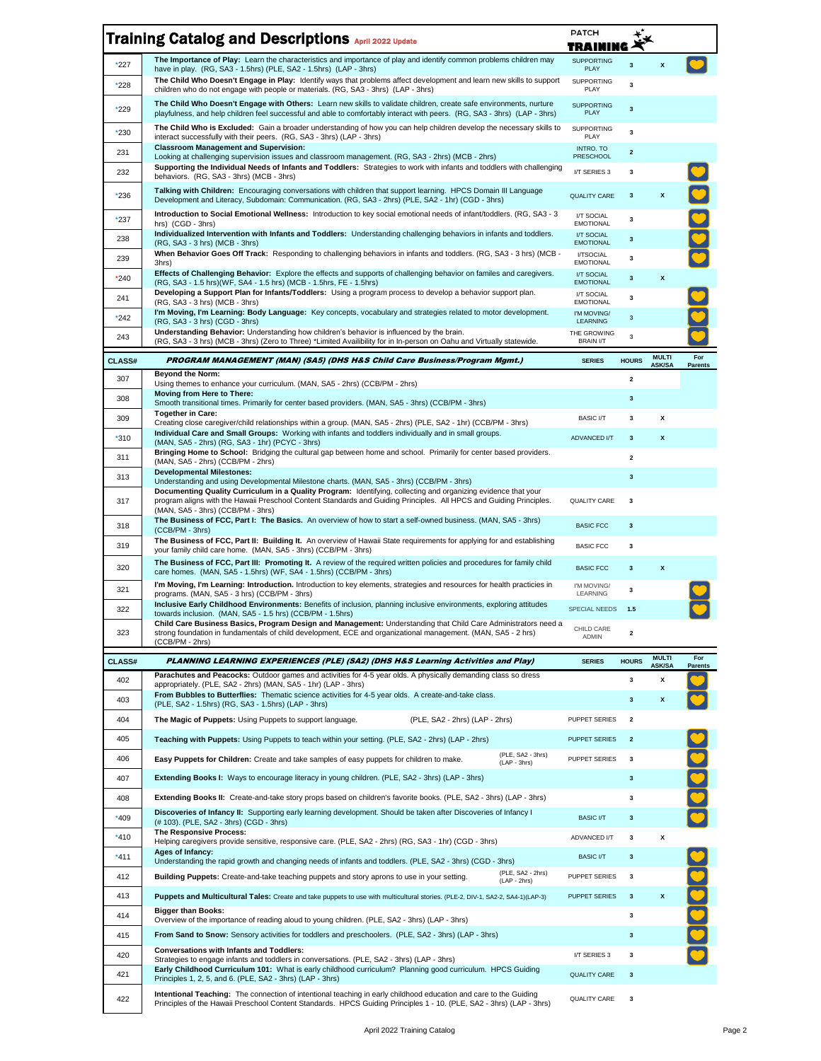# Training Catalog and Descriptions April 2022 Update

PATCH TRAINING

| CLASS# | Description | SERIES | HOURS | MULTI ASK/SA | For Parents |
|---|---|---|---|---|---|
| *227 | **The Importance of Play:** Learn the characteristics and importance of play and identify common problems children may have in play. (RG, SA3 - 1.5hrs) (PLE, SA2 - 1.5hrs) (LAP - 3hrs) | SUPPORTING PLAY | 3 | X | ♥ |
| *228 | **The Child Who Doesn't Engage in Play:** Identify ways that problems affect development and learn new skills to support children who do not engage with people or materials. (RG, SA3 - 3hrs) (LAP - 3hrs) | SUPPORTING PLAY | 3 | | |
| *229 | **The Child Who Doesn't Engage with Others:** Learn new skills to validate children, create safe environments, nurture playfulness, and help children feel successful and able to comfortably interact with peers. (RG, SA3 - 3hrs) (LAP - 3hrs) | SUPPORTING PLAY | 3 | | |
| *230 | **The Child Who is Excluded:** Gain a broader understanding of how you can help children develop the necessary skills to interact successfully with their peers. (RG, SA3 - 3hrs) (LAP - 3hrs) | SUPPORTING PLAY | 3 | | |
| 231 | **Classroom Management and Supervision:** Looking at challenging supervision issues and classroom management. (RG, SA3 - 2hrs) (MCB - 2hrs) | INTRO. TO PRESCHOOL | 2 | | |
| 232 | **Supporting the Individual Needs of Infants and Toddlers:** Strategies to work with infants and toddlers with challenging behaviors. (RG, SA3 - 3hrs) (MCB - 3hrs) | I/T SERIES 3 | 3 | | ♥ |
| *236 | **Talking with Children:** Encouraging conversations with children that support learning. HPCS Domain III Language Development and Literacy, Subdomain: Communication. (RG, SA3 - 2hrs) (PLE, SA2 - 1hr) (CGD - 3hrs) | QUALITY CARE | 3 | X | ♥ |
| *237 | **Introduction to Social Emotional Wellness:** Introduction to key social emotional needs of infant/toddlers. (RG, SA3 - 3 hrs) (CGD - 3hrs) | I/T SOCIAL EMOTIONAL | 3 | | ♥ |
| 238 | **Individualized Intervention with Infants and Toddlers:** Understanding challenging behaviors in infants and toddlers. (RG, SA3 - 3 hrs) (MCB - 3hrs) | I/T SOCIAL EMOTIONAL | 3 | | ♥ |
| 239 | **When Behavior Goes Off Track:** Responding to challenging behaviors in infants and toddlers. (RG, SA3 - 3 hrs) (MCB - 3hrs) | I/TSOCIAL EMOTIONAL | 3 | | ♥ |
| *240 | **Effects of Challenging Behavior:** Explore the effects and supports of challenging behavior on familes and caregivers. (RG, SA3 - 1.5 hrs)(WF, SA4 - 1.5 hrs) (MCB - 1.5hrs, FE - 1.5hrs) | I/T SOCIAL EMOTIONAL | 3 | X | |
| 241 | **Developing a Support Plan for Infants/Toddlers:** Using a program process to develop a behavior support plan. (RG, SA3 - 3 hrs) (MCB - 3hrs) | I/T SOCIAL EMOTIONAL | 3 | | ♥ |
| *242 | **I'm Moving, I'm Learning: Body Language:** Key concepts, vocabulary and strategies related to motor development. (RG, SA3 - 3 hrs) (CGD - 3hrs) | I'M MOVING/ LEARNING | 3 | | ♥ |
| 243 | **Understanding Behavior:** Understanding how children's behavior is influenced by the brain. (RG, SA3 - 3 hrs) (MCB - 3hrs) (Zero to Three) *Limited Availibility for In-person on Oahu and Virtually statewide. | THE GROWING BRAIN I/T | 3 | | ♥ |

| CLASS# | *PROGRAM MANAGEMENT (MAN) (SA5) (DHS H&S Child Care Business/Program Mgmt.)* | SERIES | HOURS | MULTI ASK/SA | For Parents |
|---|---|---|---|---|---|
| 307 | **Beyond the Norm:** Using themes to enhance your curriculum. (MAN, SA5 - 2hrs) (CCB/PM - 2hrs) | | 2 | | |
| 308 | **Moving from Here to There:** Smooth transitional times. Primarily for center based providers. (MAN, SA5 - 3hrs) (CCB/PM - 3hrs) | | 3 | | |
| 309 | **Together in Care:** Creating close caregiver/child relationships within a group. (MAN, SA5 - 2hrs) (PLE, SA2 - 1hr) (CCB/PM - 3hrs) | BASIC I/T | 3 | X | |
| *310 | **Individual Care and Small Groups:** Working with infants and toddlers individually and in small groups. (MAN, SA5 - 2hrs) (RG, SA3 - 1hr) (PCYC - 3hrs) | ADVANCED I/T | 3 | X | |
| 311 | **Bringing Home to School:** Bridging the cultural gap between home and school. Primarily for center based providers. (MAN, SA5 - 2hrs) (CCB/PM - 2hrs) | | 2 | | |
| 313 | **Developmental Milestones:** Understanding and using Developmental Milestone charts. (MAN, SA5 - 3hrs) (CCB/PM - 3hrs) | | 3 | | |
| 317 | **Documenting Quality Curriculum in a Quality Program:** Identifying, collecting and organizing evidence that your program aligns with the Hawaii Preschool Content Standards and Guiding Principles. All HPCS and Guiding Principles. (MAN, SA5 - 3hrs) (CCB/PM - 3hrs) | QUALITY CARE | 3 | | |
| 318 | **The Business of FCC, Part I: The Basics.** An overview of how to start a self-owned business. (MAN, SA5 - 3hrs) (CCB/PM - 3hrs) | BASIC FCC | 3 | | |
| 319 | **The Business of FCC, Part II: Building It.** An overview of Hawaii State requirements for applying for and establishing your family child care home. (MAN, SA5 - 3hrs) (CCB/PM - 3hrs) | BASIC FCC | 3 | | |
| 320 | **The Business of FCC, Part III: Promoting It.** A review of the required written policies and procedures for family child care homes. (MAN, SA5 - 1.5hrs) (WF, SA4 - 1.5hrs) (CCB/PM - 3hrs) | BASIC FCC | 3 | X | |
| 321 | **I'm Moving, I'm Learning: Introduction.** Introduction to key elements, strategies and resources for health practicies in programs. (MAN, SA5 - 3 hrs) (CCB/PM - 3hrs) | I'M MOVING/ LEARNING | 3 | | ♥ |
| 322 | **Inclusive Early Childhood Environments:** Benefits of inclusion, planning inclusive environments, exploring attitudes towards inclusion. (MAN, SA5 - 1.5 hrs) (CCB/PM - 1.5hrs) | SPECIAL NEEDS | 1.5 | | ♥ |
| 323 | **Child Care Business Basics, Program Design and Management:** Understanding that Child Care Administrators need a strong foundation in fundamentals of child development, ECE and organizational management. (MAN, SA5 - 2 hrs) (CCB/PM - 2hrs) | CHILD CARE ADMIN | 2 | | |

| CLASS# | *PLANNING LEARNING EXPERIENCES (PLE) (SA2) (DHS H&S Learning Activities and Play)* | SERIES | HOURS | MULTI ASK/SA | For Parents |
|---|---|---|---|---|---|
| 402 | **Parachutes and Peacocks:** Outdoor games and activities for 4-5 year olds. A physically demanding class so dress appropriately. (PLE, SA2 - 2hrs) (MAN, SA5 - 1hr) (LAP - 3hrs) | | 3 | X | ♥ |
| 403 | **From Bubbles to Butterflies:** Thematic science activities for 4-5 year olds. A create-and-take class. (PLE, SA2 - 1.5hrs) (RG, SA3 - 1.5hrs) (LAP - 3hrs) | | 3 | X | ♥ |
| 404 | **The Magic of Puppets:** Using Puppets to support language. (PLE, SA2 - 2hrs) (LAP - 2hrs) | PUPPET SERIES | 2 | | |
| 405 | **Teaching with Puppets:** Using Puppets to teach within your setting. (PLE, SA2 - 2hrs) (LAP - 2hrs) | PUPPET SERIES | 2 | | ♥ |
| 406 | **Easy Puppets for Children:** Create and take samples of easy puppets for children to make. (PLE, SA2 - 3hrs) (LAP - 3hrs) | PUPPET SERIES | 3 | | ♥ |
| 407 | **Extending Books I:** Ways to encourage literacy in young children. (PLE, SA2 - 3hrs) (LAP - 3hrs) | | 3 | | ♥ |
| 408 | **Extending Books II:** Create-and-take story props based on children's favorite books. (PLE, SA2 - 3hrs) (LAP - 3hrs) | | 3 | | ♥ |
| *409 | **Discoveries of Infancy II:** Supporting early learning development. Should be taken after Discoveries of Infancy I (# 103). (PLE, SA2 - 3hrs) (CGD - 3hrs) | BASIC I/T | 3 | | ♥ |
| *410 | **The Responsive Process:** Helping caregivers provide sensitive, responsive care. (PLE, SA2 - 2hrs) (RG, SA3 - 1hr) (CGD - 3hrs) | ADVANCED I/T | 3 | X | |
| *411 | **Ages of Infancy:** Understanding the rapid growth and changing needs of infants and toddlers. (PLE, SA2 - 3hrs) (CGD - 3hrs) | BASIC I/T | 3 | | ♥ |
| 412 | **Building Puppets:** Create-and-take teaching puppets and story aprons to use in your setting. (PLE, SA2 - 2hrs) (LAP - 2hrs) | PUPPET SERIES | 3 | | ♥ |
| 413 | **Puppets and Multicultural Tales:** Create and take puppets to use with multicultural stories. (PLE-2, DIV-1, SA2-2, SA4-1)(LAP-3) | PUPPET SERIES | 3 | X | ♥ |
| 414 | **Bigger than Books:** Overview of the importance of reading aloud to young children. (PLE, SA2 - 3hrs) (LAP - 3hrs) | | 3 | | ♥ |
| 415 | **From Sand to Snow:** Sensory activities for toddlers and preschoolers. (PLE, SA2 - 3hrs) (LAP - 3hrs) | | 3 | | ♥ |
| 420 | **Conversations with Infants and Toddlers:** Strategies to engage infants and toddlers in conversations. (PLE, SA2 - 3hrs) (LAP - 3hrs) | I/T SERIES 3 | 3 | | ♥ |
| 421 | **Early Childhood Curriculum 101:** What is early childhood curriculum? Planning good curriculum. HPCS Guiding Principles 1, 2, 5, and 6. (PLE, SA2 - 3hrs) (LAP - 3hrs) | QUALITY CARE | 3 | | |
| 422 | **Intentional Teaching:** The connection of intentional teaching in early childhood education and care to the Guiding Principles of the Hawaii Preschool Content Standards. HPCS Guiding Principles 1 - 10. (PLE, SA2 - 3hrs) (LAP - 3hrs) | QUALITY CARE | 3 | | |

April 2022 Training Catalog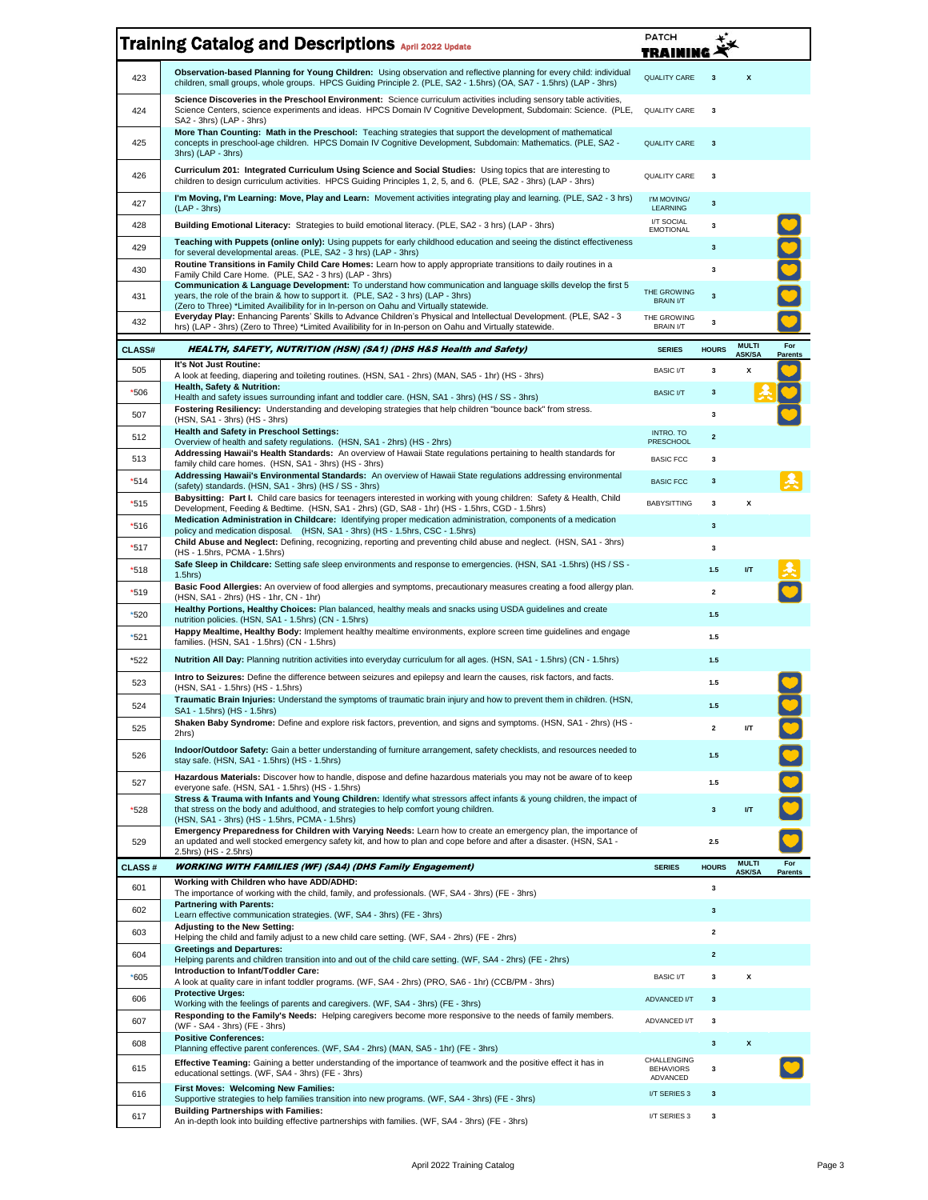# Training Catalog and Descriptions April 2022 Update

PATCH TRAINING

| | | | | | |
|---|---|---|---|---|---|
| 423 | **Observation-based Planning for Young Children:** Using observation and reflective planning for every child: individual children, small groups, whole groups. HPCS Guiding Principle 2. (PLE, SA2 - 1.5hrs) (OA, SA7 - 1.5hrs) (LAP - 3hrs) | QUALITY CARE | 3 | X | |
| 424 | **Science Discoveries in the Preschool Environment:** Science curriculum activities including sensory table activities, Science Centers, science experiments and ideas. HPCS Domain IV Cognitive Development, Subdomain: Science. (PLE, SA2 - 3hrs) (LAP - 3hrs) | QUALITY CARE | 3 | | |
| 425 | **More Than Counting: Math in the Preschool:** Teaching strategies that support the development of mathematical concepts in preschool-age children. HPCS Domain IV Cognitive Development, Subdomain: Mathematics. (PLE, SA2 - 3hrs) (LAP - 3hrs) | QUALITY CARE | 3 | | |
| 426 | **Curriculum 201: Integrated Curriculum Using Science and Social Studies:** Using topics that are interesting to children to design curriculum activities. HPCS Guiding Principles 1, 2, 5, and 6. (PLE, SA2 - 3hrs) (LAP - 3hrs) | QUALITY CARE | 3 | | |
| 427 | **I'm Moving, I'm Learning: Move, Play and Learn:** Movement activities integrating play and learning. (PLE, SA2 - 3 hrs) (LAP - 3hrs) | I'M MOVING/ LEARNING | 3 | | |
| 428 | **Building Emotional Literacy:** Strategies to build emotional literacy. (PLE, SA2 - 3 hrs) (LAP - 3hrs) | I/T SOCIAL EMOTIONAL | 3 | | ♥ |
| 429 | **Teaching with Puppets (online only):** Using puppets for early childhood education and seeing the distinct effectiveness for several developmental areas. (PLE, SA2 - 3 hrs) (LAP - 3hrs) | | 3 | | ♥ |
| 430 | **Routine Transitions in Family Child Care Homes:** Learn how to apply appropriate transitions to daily routines in a Family Child Care Home. (PLE, SA2 - 3 hrs) (LAP - 3hrs) | | 3 | | ♥ |
| 431 | **Communication & Language Development:** To understand how communication and language skills develop the first 5 years, the role of the brain & how to support it. (PLE, SA2 - 3 hrs) (LAP - 3hrs) (Zero to Three) *Limited Availibility for In-person on Oahu and Virtually statewide. | THE GROWING BRAIN I/T | 3 | | ♥ |
| 432 | **Everyday Play:** Enhancing Parents' Skills to Advance Children's Physical and Intellectual Development. (PLE, SA2 - 3 hrs) (LAP - 3hrs) (Zero to Three) *Limited Availibility for In-person on Oahu and Virtually statewide. | THE GROWING BRAIN I/T | 3 | | ♥ |
| **CLASS#** | ***HEALTH, SAFETY, NUTRITION (HSN) (SA1) (DHS H&S Health and Safety)*** | **SERIES** | **HOURS** | **MULTI ASK/SA** | **For Parents** |
| 505 | **It's Not Just Routine:** A look at feeding, diapering and toileting routines. (HSN, SA1 - 2hrs) (MAN, SA5 - 1hr) (HS - 3hrs) | BASIC I/T | 3 | X | ♥ |
| *506 | **Health, Safety & Nutrition:** Health and safety issues surrounding infant and toddler care. (HSN, SA1 - 3hrs) (HS / SS - 3hrs) | BASIC I/T | 3 | | ♥ |
| 507 | **Fostering Resiliency:** Understanding and developing strategies that help children "bounce back" from stress. (HSN, SA1 - 3hrs) (HS - 3hrs) | | 3 | | ♥ |
| 512 | **Health and Safety in Preschool Settings:** Overview of health and safety regulations. (HSN, SA1 - 2hrs) (HS - 2hrs) | INTRO. TO PRESCHOOL | 2 | | |
| 513 | **Addressing Hawaii's Health Standards:** An overview of Hawaii State regulations pertaining to health standards for family child care homes. (HSN, SA1 - 3hrs) (HS - 3hrs) | BASIC FCC | 3 | | |
| *514 | **Addressing Hawaii's Environmental Standards:** An overview of Hawaii State regulations addressing environmental (safety) standards. (HSN, SA1 - 3hrs) (HS / SS - 3hrs) | BASIC FCC | 3 | | |
| *515 | **Babysitting: Part I.** Child care basics for teenagers interested in working with young children: Safety & Health, Child Development, Feeding & Bedtime. (HSN, SA1 - 2hrs) (GD, SA8 - 1hr) (HS - 1.5hrs, CGD - 1.5hrs) | BABYSITTING | 3 | X | |
| *516 | **Medication Administration in Childcare:** Identifying proper medication administration, components of a medication policy and medication disposal. (HSN, SA1 - 3hrs) (HS - 1.5hrs, CSC - 1.5hrs) | | 3 | | |
| *517 | **Child Abuse and Neglect:** Defining, recognizing, reporting and preventing child abuse and neglect. (HSN, SA1 - 3hrs) (HS - 1.5hrs, PCMA - 1.5hrs) | | 3 | | |
| *518 | **Safe Sleep in Childcare:** Setting safe sleep environments and response to emergencies. (HSN, SA1 -1.5hrs) (HS / SS - 1.5hrs) | | 1.5 | I/T | |
| *519 | **Basic Food Allergies:** An overview of food allergies and symptoms, precautionary measures creating a food allergy plan. (HSN, SA1 - 2hrs) (HS - 1hr, CN - 1hr) | | 2 | | ♥ |
| *520 | **Healthy Portions, Healthy Choices:** Plan balanced, healthy meals and snacks using USDA guidelines and create nutrition policies. (HSN, SA1 - 1.5hrs) (CN - 1.5hrs) | | 1.5 | | |
| *521 | **Happy Mealtime, Healthy Body:** Implement healthy mealtime environments, explore screen time guidelines and engage families. (HSN, SA1 - 1.5hrs) (CN - 1.5hrs) | | 1.5 | | |
| *522 | **Nutrition All Day:** Planning nutrition activities into everyday curriculum for all ages. (HSN, SA1 - 1.5hrs) (CN - 1.5hrs) | | 1.5 | | |
| 523 | **Intro to Seizures:** Define the difference between seizures and epilepsy and learn the causes, risk factors, and facts. (HSN, SA1 - 1.5hrs) (HS - 1.5hrs) | | 1.5 | | ♥ |
| 524 | **Traumatic Brain Injuries:** Understand the symptoms of traumatic brain injury and how to prevent them in children. (HSN, SA1 - 1.5hrs) (HS - 1.5hrs) | | 1.5 | | ♥ |
| 525 | **Shaken Baby Syndrome:** Define and explore risk factors, prevention, and signs and symptoms. (HSN, SA1 - 2hrs) (HS - 2hrs) | | 2 | I/T | ♥ |
| 526 | **Indoor/Outdoor Safety:** Gain a better understanding of furniture arrangement, safety checklists, and resources needed to stay safe. (HSN, SA1 - 1.5hrs) (HS - 1.5hrs) | | 1.5 | | ♥ |
| 527 | **Hazardous Materials:** Discover how to handle, dispose and define hazardous materials you may not be aware of to keep everyone safe. (HSN, SA1 - 1.5hrs) (HS - 1.5hrs) | | 1.5 | | ♥ |
| *528 | **Stress & Trauma with Infants and Young Children:** Identify what stressors affect infants & young children, the impact of that stress on the body and adulthood, and strategies to help comfort young children. (HSN, SA1 - 3hrs) (HS - 1.5hrs, PCMA - 1.5hrs) | | 3 | I/T | ♥ |
| 529 | **Emergency Preparedness for Children with Varying Needs:** Learn how to create an emergency plan, the importance of an updated and well stocked emergency safety kit, and how to plan and cope before and after a disaster. (HSN, SA1 - 2.5hrs) (HS - 2.5hrs) | | 2.5 | | ♥ |
| **CLASS #** | ***WORKING WITH FAMILIES (WF) (SA4) (DHS Family Engagement)*** | **SERIES** | **HOURS** | **MULTI ASK/SA** | **For Parents** |
| 601 | **Working with Children who have ADD/ADHD:** The importance of working with the child, family, and professionals. (WF, SA4 - 3hrs) (FE - 3hrs) | | 3 | | |
| 602 | **Partnering with Parents:** Learn effective communication strategies. (WF, SA4 - 3hrs) (FE - 3hrs) | | 3 | | |
| 603 | **Adjusting to the New Setting:** Helping the child and family adjust to a new child care setting. (WF, SA4 - 2hrs) (FE - 2hrs) | | 2 | | |
| 604 | **Greetings and Departures:** Helping parents and children transition into and out of the child care setting. (WF, SA4 - 2hrs) (FE - 2hrs) | | 2 | | |
| *605 | **Introduction to Infant/Toddler Care:** A look at quality care in infant toddler programs. (WF, SA4 - 2hrs) (PRO, SA6 - 1hr) (CCB/PM - 3hrs) | BASIC I/T | 3 | X | |
| 606 | **Protective Urges:** Working with the feelings of parents and caregivers. (WF, SA4 - 3hrs) (FE - 3hrs) | ADVANCED I/T | 3 | | |
| 607 | **Responding to the Family's Needs:** Helping caregivers become more responsive to the needs of family members. (WF - SA4 - 3hrs) (FE - 3hrs) | ADVANCED I/T | 3 | | |
| 608 | **Positive Conferences:** Planning effective parent conferences. (WF, SA4 - 2hrs) (MAN, SA5 - 1hr) (FE - 3hrs) | | 3 | X | |
| 615 | **Effective Teaming:** Gaining a better understanding of the importance of teamwork and the positive effect it has in educational settings. (WF, SA4 - 3hrs) (FE - 3hrs) | CHALLENGING BEHAVIORS ADVANCED | 3 | | ♥ |
| 616 | **First Moves: Welcoming New Families:** Supportive strategies to help families transition into new programs. (WF, SA4 - 3hrs) (FE - 3hrs) | I/T SERIES 3 | 3 | | |
| 617 | **Building Partnerships with Families:** An in-depth look into building effective partnerships with families. (WF, SA4 - 3hrs) (FE - 3hrs) | I/T SERIES 3 | 3 | | |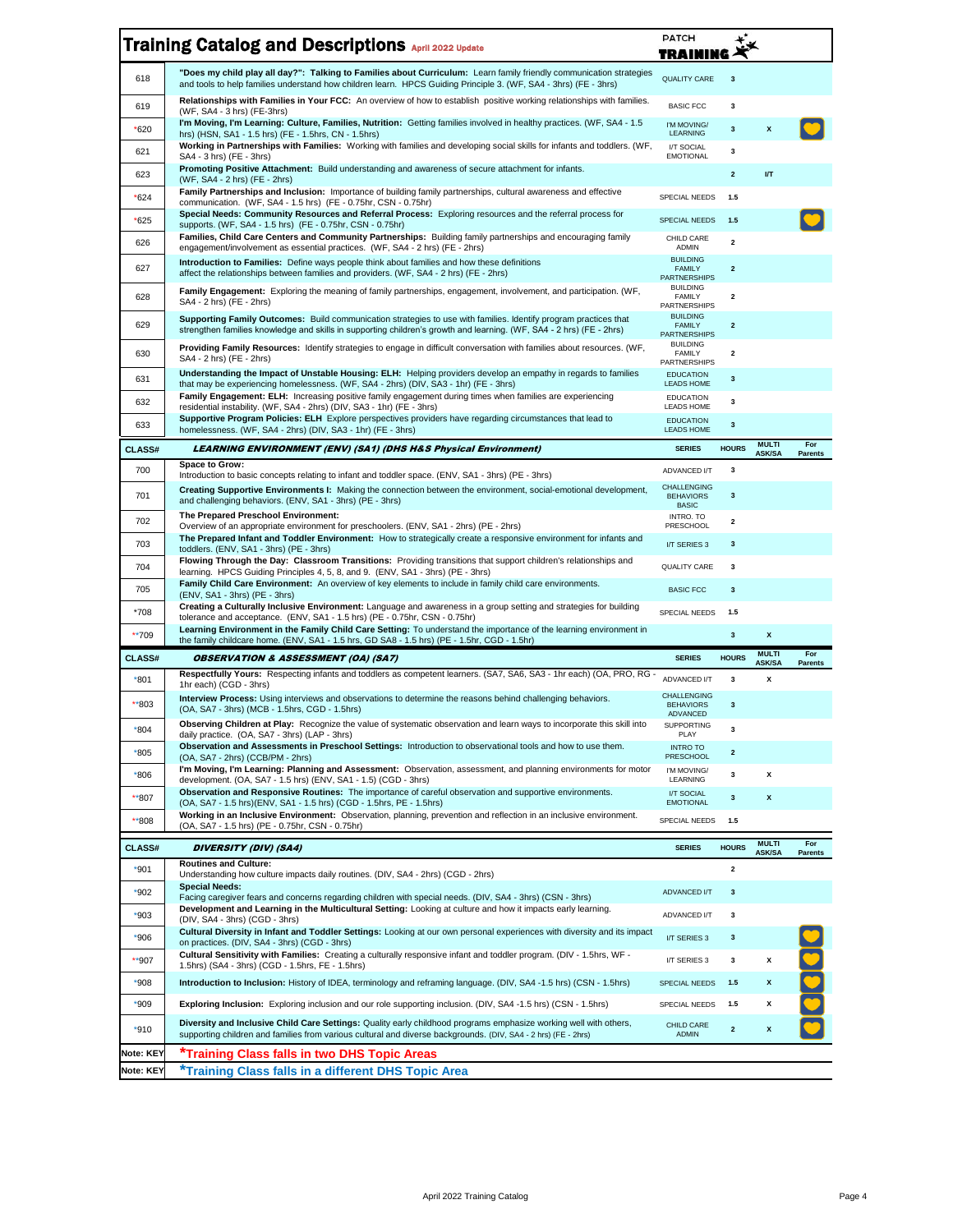# Training Catalog and Descriptions April 2022 Update

PATCH TRAINING

| | | | | | |
|---|---|---|---|---|---|
| 618 | **"Does my child play all day?": Talking to Families about Curriculum:** Learn family friendly communication strategies and tools to help families understand how children learn. HPCS Guiding Principle 3. (WF, SA4 - 3hrs) (FE - 3hrs) | QUALITY CARE | 3 | | |
| 619 | **Relationships with Families in Your FCC:** An overview of how to establish positive working relationships with families. (WF, SA4 - 3 hrs) (FE-3hrs) | BASIC FCC | 3 | | |
| *620 | **I'm Moving, I'm Learning: Culture, Families, Nutrition:** Getting families involved in healthy practices. (WF, SA4 - 1.5 hrs) (HSN, SA1 - 1.5 hrs) (FE - 1.5hrs, CN - 1.5hrs) | I'M MOVING/ LEARNING | 3 | X | ♥ |
| 621 | **Working in Partnerships with Families:** Working with families and developing social skills for infants and toddlers. (WF, SA4 - 3 hrs) (FE - 3hrs) | I/T SOCIAL EMOTIONAL | 3 | | |
| 623 | **Promoting Positive Attachment:** Build understanding and awareness of secure attachment for infants. (WF, SA4 - 2 hrs) (FE - 2hrs) | | 2 | I/T | |
| *624 | **Family Partnerships and Inclusion:** Importance of building family partnerships, cultural awareness and effective communication. (WF, SA4 - 1.5 hrs) (FE - 0.75hr, CSN - 0.75hr) | SPECIAL NEEDS | 1.5 | | |
| *625 | **Special Needs: Community Resources and Referral Process:** Exploring resources and the referral process for supports. (WF, SA4 - 1.5 hrs) (FE - 0.75hr, CSN - 0.75hr) | SPECIAL NEEDS | 1.5 | | ♥ |
| 626 | **Families, Child Care Centers and Community Partnerships:** Building family partnerships and encouraging family engagement/involvement as essential practices. (WF, SA4 - 2 hrs) (FE - 2hrs) | CHILD CARE ADMIN | 2 | | |
| 627 | **Introduction to Families:** Define ways people think about families and how these definitions affect the relationships between families and providers. (WF, SA4 - 2 hrs) (FE - 2hrs) | BUILDING FAMILY PARTNERSHIPS | 2 | | |
| 628 | **Family Engagement:** Exploring the meaning of family partnerships, engagement, involvement, and participation. (WF, SA4 - 2 hrs) (FE - 2hrs) | BUILDING FAMILY PARTNERSHIPS | 2 | | |
| 629 | **Supporting Family Outcomes:** Build communication strategies to use with families. Identify program practices that strengthen families knowledge and skills in supporting children's growth and learning. (WF, SA4 - 2 hrs) (FE - 2hrs) | BUILDING FAMILY PARTNERSHIPS | 2 | | |
| 630 | **Providing Family Resources:** Identify strategies to engage in difficult conversation with families about resources. (WF, SA4 - 2 hrs) (FE - 2hrs) | BUILDING FAMILY PARTNERSHIPS | 2 | | |
| 631 | **Understanding the Impact of Unstable Housing: ELH:** Helping providers develop an empathy in regards to families that may be experiencing homelessness. (WF, SA4 - 2hrs) (DIV, SA3 - 1hr) (FE - 3hrs) | EDUCATION LEADS HOME | 3 | | |
| 632 | **Family Engagement: ELH:** Increasing positive family engagement during times when families are experiencing residential instability. (WF, SA4 - 2hrs) (DIV, SA3 - 1hr) (FE - 3hrs) | EDUCATION LEADS HOME | 3 | | |
| 633 | **Supportive Program Policies: ELH** Explore perspectives providers have regarding circumstances that lead to homelessness. (WF, SA4 - 2hrs) (DIV, SA3 - 1hr) (FE - 3hrs) | EDUCATION LEADS HOME | 3 | | |
| **CLASS#** | ***LEARNING ENVIRONMENT (ENV) (SA1) (DHS H&S Physical Environment)*** | **SERIES** | **HOURS** | **MULTI ASK/SA** | **For Parents** |
| 700 | **Space to Grow:** Introduction to basic concepts relating to infant and toddler space. (ENV, SA1 - 3hrs) (PE - 3hrs) | ADVANCED I/T | 3 | | |
| 701 | **Creating Supportive Environments I:** Making the connection between the environment, social-emotional development, and challenging behaviors. (ENV, SA1 - 3hrs) (PE - 3hrs) | CHALLENGING BEHAVIORS BASIC | 3 | | |
| 702 | **The Prepared Preschool Environment:** Overview of an appropriate environment for preschoolers. (ENV, SA1 - 2hrs) (PE - 2hrs) | INTRO. TO PRESCHOOL | 2 | | |
| 703 | **The Prepared Infant and Toddler Environment:** How to strategically create a responsive environment for infants and toddlers. (ENV, SA1 - 3hrs) (PE - 3hrs) | I/T SERIES 3 | 3 | | |
| 704 | **Flowing Through the Day: Classroom Transitions:** Providing transitions that support children's relationships and learning. HPCS Guiding Principles 4, 5, 8, and 9. (ENV, SA1 - 3hrs) (PE - 3hrs) | QUALITY CARE | 3 | | |
| 705 | **Family Child Care Environment:** An overview of key elements to include in family child care environments. (ENV, SA1 - 3hrs) (PE - 3hrs) | BASIC FCC | 3 | | |
| *708 | **Creating a Culturally Inclusive Environment:** Language and awareness in a group setting and strategies for building tolerance and acceptance. (ENV, SA1 - 1.5 hrs) (PE - 0.75hr, CSN - 0.75hr) | SPECIAL NEEDS | 1.5 | | |
| **709 | **Learning Environment in the Family Child Care Setting:** To understand the importance of the learning environment in the family childcare home. (ENV, SA1 - 1.5 hrs, GD SA8 - 1.5 hrs) (PE - 1.5hr, CGD - 1.5hr) | | 3 | X | |
| **CLASS#** | ***OBSERVATION & ASSESSMENT (OA) (SA7)*** | **SERIES** | **HOURS** | **MULTI ASK/SA** | **For Parents** |
| *801 | **Respectfully Yours:** Respecting infants and toddlers as competent learners. (SA7, SA6, SA3 - 1hr each) (OA, PRO, RG - 1hr each) (CGD - 3hrs) | ADVANCED I/T | 3 | X | |
| **803 | **Interview Process:** Using interviews and observations to determine the reasons behind challenging behaviors. (OA, SA7 - 3hrs) (MCB - 1.5hrs, CGD - 1.5hrs) | CHALLENGING BEHAVIORS ADVANCED | 3 | | |
| *804 | **Observing Children at Play:** Recognize the value of systematic observation and learn ways to incorporate this skill into daily practice. (OA, SA7 - 3hrs) (LAP - 3hrs) | SUPPORTING PLAY | 3 | | |
| *805 | **Observation and Assessments in Preschool Settings:** Introduction to observational tools and how to use them. (OA, SA7 - 2hrs) (CCB/PM - 2hrs) | INTRO TO PRESCHOOL | 2 | | |
| *806 | **I'm Moving, I'm Learning: Planning and Assessment:** Observation, assessment, and planning environments for motor development. (OA, SA7 - 1.5 hrs) (ENV, SA1 - 1.5) (CGD - 3hrs) | I'M MOVING/ LEARNING | 3 | X | |
| **807 | **Observation and Responsive Routines:** The importance of careful observation and supportive environments. (OA, SA7 - 1.5 hrs)(ENV, SA1 - 1.5 hrs) (CGD - 1.5hrs, PE - 1.5hrs) | I/T SOCIAL EMOTIONAL | 3 | X | |
| **808 | **Working in an Inclusive Environment:** Observation, planning, prevention and reflection in an inclusive environment. (OA, SA7 - 1.5 hrs) (PE - 0.75hr, CSN - 0.75hr) | SPECIAL NEEDS | 1.5 | | |
| **CLASS#** | ***DIVERSITY (DIV) (SA4)*** | **SERIES** | **HOURS** | **MULTI ASK/SA** | **For Parents** |
| *901 | **Routines and Culture:** Understanding how culture impacts daily routines. (DIV, SA4 - 2hrs) (CGD - 2hrs) | | 2 | | |
| *902 | **Special Needs:** Facing caregiver fears and concerns regarding children with special needs. (DIV, SA4 - 3hrs) (CSN - 3hrs) | ADVANCED I/T | 3 | | |
| *903 | **Development and Learning in the Multicultural Setting:** Looking at culture and how it impacts early learning. (DIV, SA4 - 3hrs) (CGD - 3hrs) | ADVANCED I/T | 3 | | |
| *906 | **Cultural Diversity in Infant and Toddler Settings:** Looking at our own personal experiences with diversity and its impact on practices. (DIV, SA4 - 3hrs) (CGD - 3hrs) | I/T SERIES 3 | 3 | | ♥ |
| **907 | **Cultural Sensitivity with Families:** Creating a culturally responsive infant and toddler program. (DIV - 1.5hrs, WF - 1.5hrs) (SA4 - 3hrs) (CGD - 1.5hrs, FE - 1.5hrs) | I/T SERIES 3 | 3 | X | ♥ |
| *908 | **Introduction to Inclusion:** History of IDEA, terminology and reframing language. (DIV, SA4 -1.5 hrs) (CSN - 1.5hrs) | SPECIAL NEEDS | 1.5 | X | ♥ |
| *909 | **Exploring Inclusion:** Exploring inclusion and our role supporting inclusion. (DIV, SA4 -1.5 hrs) (CSN - 1.5hrs) | SPECIAL NEEDS | 1.5 | X | ♥ |
| *910 | **Diversity and Inclusive Child Care Settings:** Quality early childhood programs emphasize working well with others, supporting children and families from various cultural and diverse backgrounds. (DIV, SA4 - 2 hrs) (FE - 2hrs) | CHILD CARE ADMIN | 2 | X | ♥ |

**Note: KEY** *Training Class falls in two DHS Topic Areas

**Note: KEY** *Training Class falls in a different DHS Topic Area